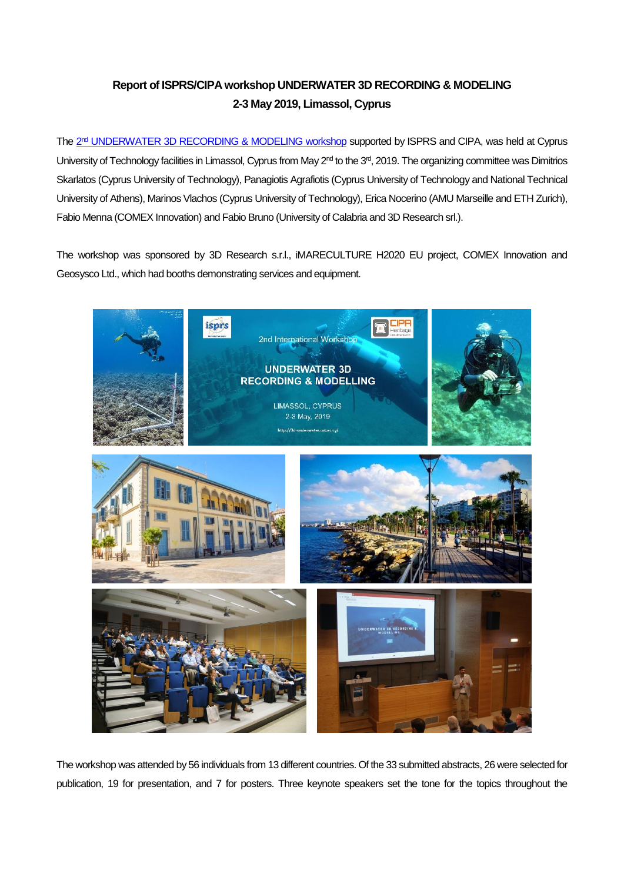**Report of ISPRS/CIPA workshop UNDERWATER 3D RECORDING & MODELING**
**2-3 May 2019, Limassol, Cyprus**

The 2nd UNDERWATER 3D RECORDING & MODELING workshop supported by ISPRS and CIPA, was held at Cyprus University of Technology facilities in Limassol, Cyprus from May 2nd to the 3rd, 2019. The organizing committee was Dimitrios Skarlatos (Cyprus University of Technology), Panagiotis Agrafiotis (Cyprus University of Technology and National Technical University of Athens), Marinos Vlachos (Cyprus University of Technology), Erica Nocerino (AMU Marseille and ETH Zurich), Fabio Menna (COMEX Innovation) and Fabio Bruno (University of Calabria and 3D Research srl.).

The workshop was sponsored by 3D Research s.r.l., iMARECULTURE H2020 EU project, COMEX Innovation and Geosysco Ltd., which had booths demonstrating services and equipment.

The workshop was attended by 56 individuals from 13 different countries. Of the 33 submitted abstracts, 26 were selected for publication, 19 for presentation, and 7 for posters. Three keynote speakers set the tone for the topics throughout the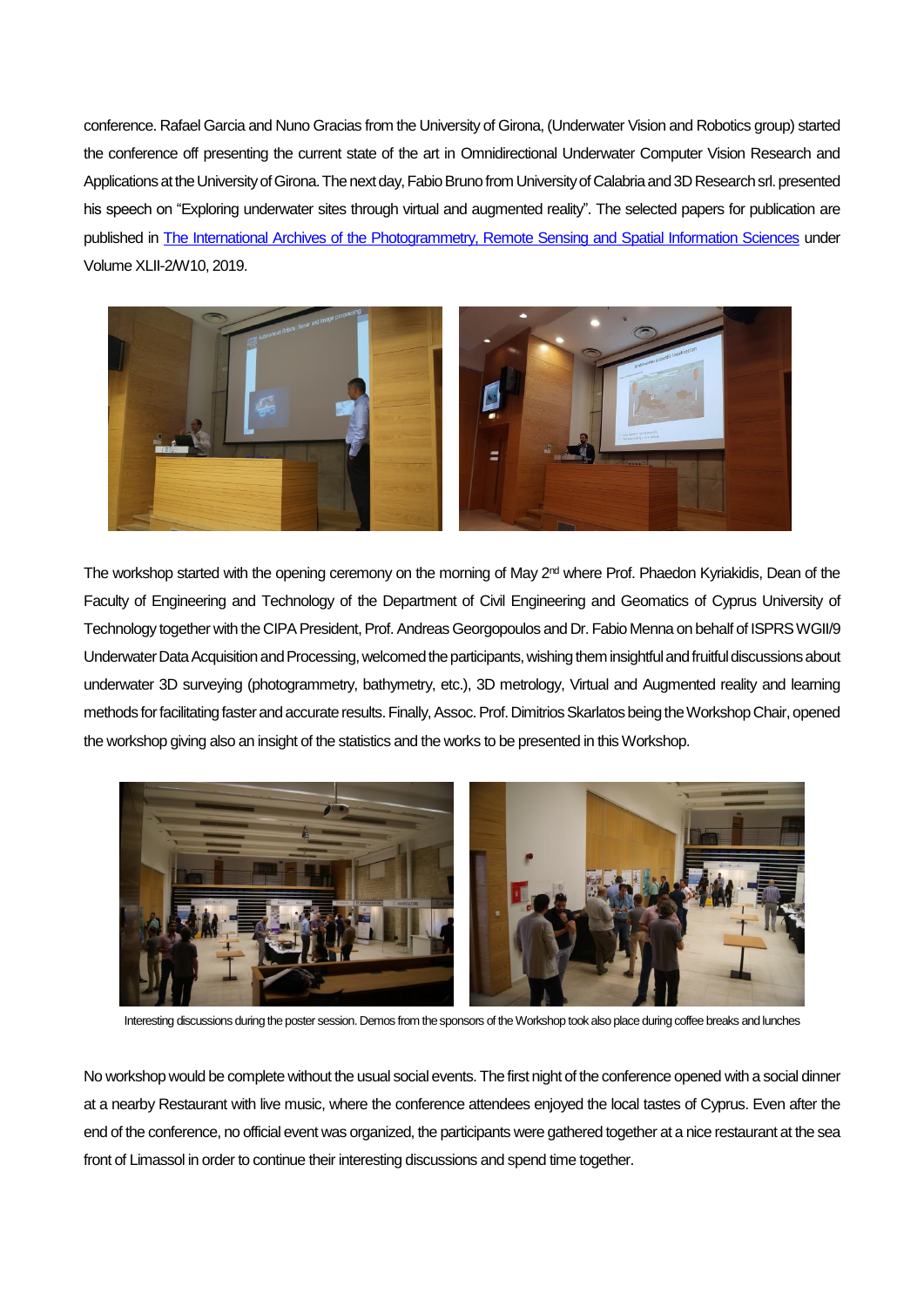conference. Rafael Garcia and Nuno Gracias from the University of Girona, (Underwater Vision and Robotics group) started the conference off presenting the current state of the art in Omnidirectional Underwater Computer Vision Research and Applications at the University of Girona. The next day, Fabio Bruno from University of Calabria and 3D Research srl. presented his speech on "Exploring underwater sites through virtual and augmented reality". The selected papers for publication are published in [The International Archives of the Photogrammetry, Remote Sensing and Spatial Information Sciences] under Volume XLII-2/W10, 2019.

The workshop started with the opening ceremony on the morning of May 2nd where Prof. Phaedon Kyriakidis, Dean of the Faculty of Engineering and Technology of the Department of Civil Engineering and Geomatics of Cyprus University of Technology together with the CIPA President, Prof. Andreas Georgopoulos and Dr. Fabio Menna on behalf of ISPRS WGII/9 Underwater Data Acquisition and Processing, welcomed the participants, wishing them insightful and fruitful discussions about underwater 3D surveying (photogrammetry, bathymetry, etc.), 3D metrology, Virtual and Augmented reality and learning methods for facilitating faster and accurate results. Finally, Assoc. Prof. Dimitrios Skarlatos being the Workshop Chair, opened the workshop giving also an insight of the statistics and the works to be presented in this Workshop.

Interesting discussions during the poster session. Demos from the sponsors of the Workshop took also place during coffee breaks and lunches

No workshop would be complete without the usual social events. The first night of the conference opened with a social dinner at a nearby Restaurant with live music, where the conference attendees enjoyed the local tastes of Cyprus. Even after the end of the conference, no official event was organized, the participants were gathered together at a nice restaurant at the sea front of Limassol in order to continue their interesting discussions and spend time together.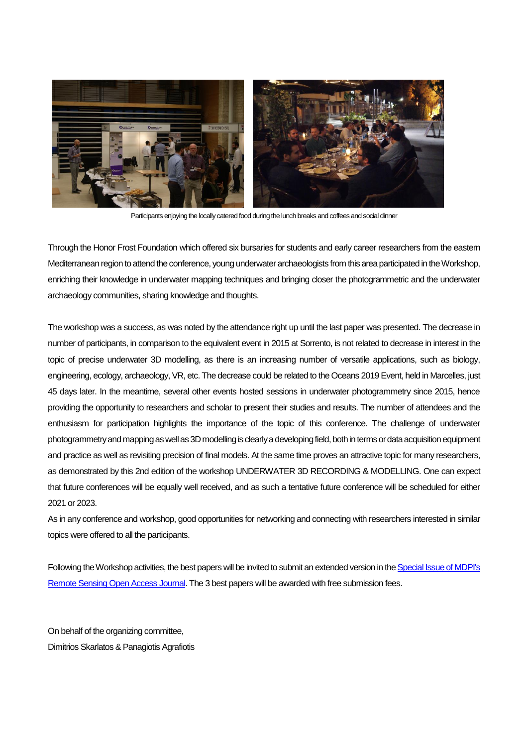Participants enjoying the locally catered food during the lunch breaks and coffees and social dinner

Through the Honor Frost Foundation which offered six bursaries for students and early career researchers from the eastern Mediterranean region to attend the conference, young underwater archaeologists from this area participated in the Workshop, enriching their knowledge in underwater mapping techniques and bringing closer the photogrammetric and the underwater archaeology communities, sharing knowledge and thoughts.

The workshop was a success, as was noted by the attendance right up until the last paper was presented. The decrease in number of participants, in comparison to the equivalent event in 2015 at Sorrento, is not related to decrease in interest in the topic of precise underwater 3D modelling, as there is an increasing number of versatile applications, such as biology, engineering, ecology, archaeology, VR, etc. The decrease could be related to the Oceans 2019 Event, held in Marcelles, just 45 days later. In the meantime, several other events hosted sessions in underwater photogrammetry since 2015, hence providing the opportunity to researchers and scholar to present their studies and results. The number of attendees and the enthusiasm for participation highlights the importance of the topic of this conference. The challenge of underwater photogrammetry and mapping as well as 3D modelling is clearly a developing field, both in terms or data acquisition equipment and practice as well as revisiting precision of final models. At the same time proves an attractive topic for many researchers, as demonstrated by this 2nd edition of the workshop UNDERWATER 3D RECORDING & MODELLING. One can expect that future conferences will be equally well received, and as such a tentative future conference will be scheduled for either 2021 or 2023.
As in any conference and workshop, good opportunities for networking and connecting with researchers interested in similar topics were offered to all the participants.

Following the Workshop activities, the best papers will be invited to submit an extended version in the Special Issue of MDPI's Remote Sensing Open Access Journal. The 3 best papers will be awarded with free submission fees.

On behalf of the organizing committee,
Dimitrios Skarlatos & Panagiotis Agrafiotis